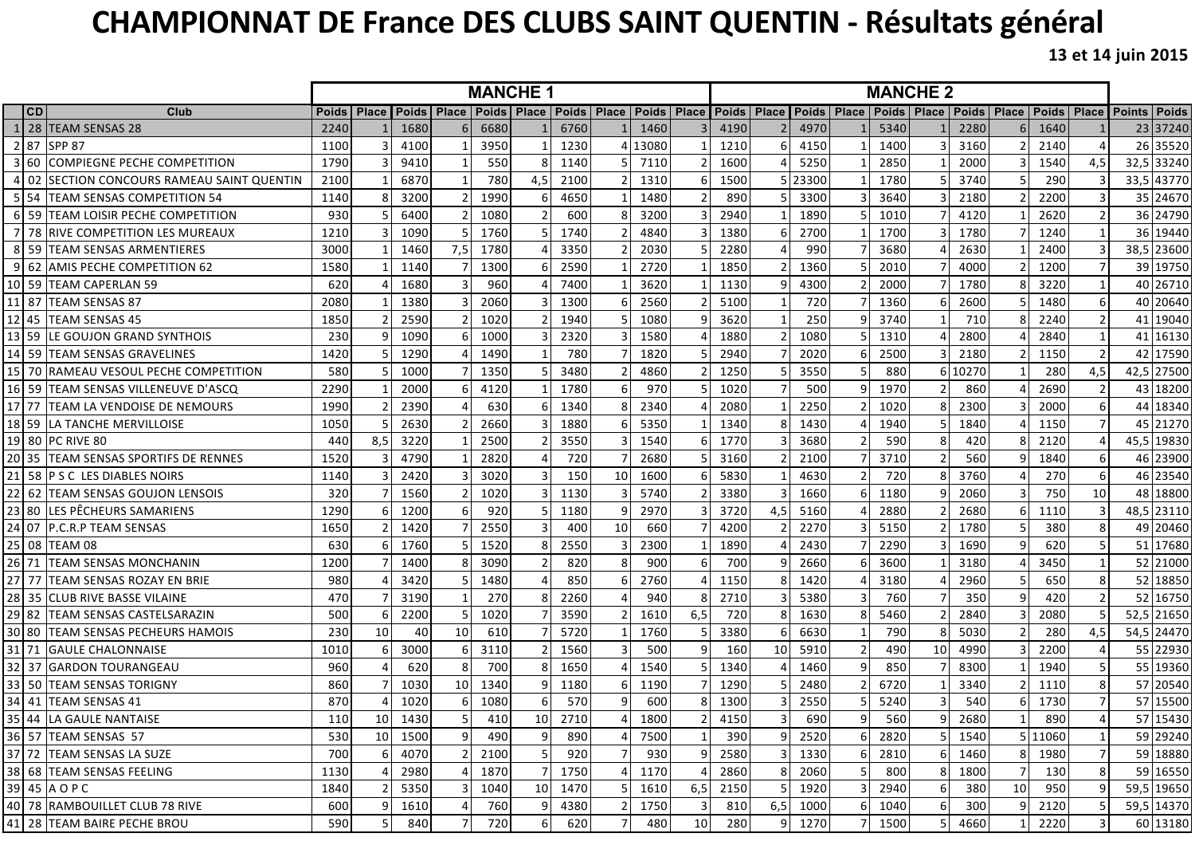# CHAMPIONNAT DE France DES CLUBS SAINT QUENTIN - Résultats général

**13 et 14 juin 2015**

| | | | MANCHE 1 | | | | | | | | | | MANCHE 2 | | | | | | | | | | | |
|---|---|---|---|---|---|---|---|---|---|---|---|---|---|---|---|---|---|---|---|---|---|---|---|---|
| | CD | Club | Poids | Place | Poids | Place | Poids | Place | Poids | Place | Poids | Place | Poids | Place | Poids | Place | Poids | Place | Poids | Place | Poids | Place | Points | Poids |
| 1 | 28 | TEAM SENSAS 28 | 2240 | 1 | 1680 | 6 | 6680 | 1 | 6760 | 1 | 1460 | 3 | 4190 | 2 | 4970 | 1 | 5340 | 1 | 2280 | 6 | 1640 | 1 | 23 | 37240 |
| 2 | 87 | SPP 87 | 1100 | 3 | 4100 | 1 | 3950 | 1 | 1230 | 4 | 13080 | 1 | 1210 | 6 | 4150 | 1 | 1400 | 3 | 3160 | 2 | 2140 | 4 | 26 | 35520 |
| 3 | 60 | COMPIEGNE PECHE COMPETITION | 1790 | 3 | 9410 | 1 | 550 | 8 | 1140 | 5 | 7110 | 2 | 1600 | 4 | 5250 | 1 | 2850 | 1 | 2000 | 3 | 1540 | 4,5 | 32,5 | 33240 |
| 4 | 02 | SECTION CONCOURS RAMEAU SAINT QUENTIN | 2100 | 1 | 6870 | 1 | 780 | 4,5 | 2100 | 2 | 1310 | 6 | 1500 | 5 | 23300 | 1 | 1780 | 5 | 3740 | 5 | 290 | 3 | 33,5 | 43770 |
| 5 | 54 | TEAM SENSAS COMPETITION 54 | 1140 | 8 | 3200 | 2 | 1990 | 6 | 4650 | 1 | 1480 | 2 | 890 | 5 | 3300 | 3 | 3640 | 3 | 2180 | 2 | 2200 | 3 | 35 | 24670 |
| 6 | 59 | TEAM LOISIR PECHE COMPETITION | 930 | 5 | 6400 | 2 | 1080 | 2 | 600 | 8 | 3200 | 3 | 2940 | 1 | 1890 | 5 | 1010 | 7 | 4120 | 1 | 2620 | 2 | 36 | 24790 |
| 7 | 78 | RIVE COMPETITION LES MUREAUX | 1210 | 3 | 1090 | 5 | 1760 | 5 | 1740 | 2 | 4840 | 3 | 1380 | 6 | 2700 | 1 | 1700 | 3 | 1780 | 7 | 1240 | 1 | 36 | 19440 |
| 8 | 59 | TEAM SENSAS ARMENTIERES | 3000 | 1 | 1460 | 7,5 | 1780 | 4 | 3350 | 2 | 2030 | 5 | 2280 | 4 | 990 | 7 | 3680 | 4 | 2630 | 1 | 2400 | 3 | 38,5 | 23600 |
| 9 | 62 | AMIS PECHE COMPETITION 62 | 1580 | 1 | 1140 | 7 | 1300 | 6 | 2590 | 1 | 2720 | 1 | 1850 | 2 | 1360 | 5 | 2010 | 7 | 4000 | 2 | 1200 | 7 | 39 | 19750 |
| 10 | 59 | TEAM CAPERLAN 59 | 620 | 4 | 1680 | 3 | 960 | 4 | 7400 | 1 | 3620 | 1 | 1130 | 9 | 4300 | 2 | 2000 | 7 | 1780 | 8 | 3220 | 1 | 40 | 26710 |
| 11 | 87 | TEAM SENSAS 87 | 2080 | 1 | 1380 | 3 | 2060 | 3 | 1300 | 6 | 2560 | 2 | 5100 | 1 | 720 | 7 | 1360 | 6 | 2600 | 5 | 1480 | 6 | 40 | 20640 |
| 12 | 45 | TEAM SENSAS 45 | 1850 | 2 | 2590 | 2 | 1020 | 2 | 1940 | 5 | 1080 | 9 | 3620 | 1 | 250 | 9 | 3740 | 1 | 710 | 8 | 2240 | 2 | 41 | 19040 |
| 13 | 59 | LE GOUJON GRAND SYNTHOIS | 230 | 9 | 1090 | 6 | 1000 | 3 | 2320 | 3 | 1580 | 4 | 1880 | 2 | 1080 | 5 | 1310 | 4 | 2800 | 4 | 2840 | 1 | 41 | 16130 |
| 14 | 59 | TEAM SENSAS GRAVELINES | 1420 | 5 | 1290 | 4 | 1490 | 1 | 780 | 7 | 1820 | 5 | 2940 | 7 | 2020 | 6 | 2500 | 3 | 2180 | 2 | 1150 | 2 | 42 | 17590 |
| 15 | 70 | RAMEAU VESOUL PECHE COMPETITION | 580 | 5 | 1000 | 7 | 1350 | 5 | 3480 | 2 | 4860 | 2 | 1250 | 5 | 3550 | 5 | 880 | 6 | 10270 | 1 | 280 | 4,5 | 42,5 | 27500 |
| 16 | 59 | TEAM SENSAS VILLENEUVE D'ASCQ | 2290 | 1 | 2000 | 6 | 4120 | 1 | 1780 | 6 | 970 | 5 | 1020 | 7 | 500 | 9 | 1970 | 2 | 860 | 4 | 2690 | 2 | 43 | 18200 |
| 17 | 77 | TEAM LA VENDOISE DE NEMOURS | 1990 | 2 | 2390 | 4 | 630 | 6 | 1340 | 8 | 2340 | 4 | 2080 | 1 | 2250 | 2 | 1020 | 8 | 2300 | 3 | 2000 | 6 | 44 | 18340 |
| 18 | 59 | LA TANCHE MERVILLOISE | 1050 | 5 | 2630 | 2 | 2660 | 3 | 1880 | 6 | 5350 | 1 | 1340 | 8 | 1430 | 4 | 1940 | 5 | 1840 | 4 | 1150 | 7 | 45 | 21270 |
| 19 | 80 | PC RIVE 80 | 440 | 8,5 | 3220 | 1 | 2500 | 2 | 3550 | 3 | 1540 | 6 | 1770 | 3 | 3680 | 2 | 590 | 8 | 420 | 8 | 2120 | 4 | 45,5 | 19830 |
| 20 | 35 | TEAM SENSAS SPORTIFS DE RENNES | 1520 | 3 | 4790 | 1 | 2820 | 4 | 720 | 7 | 2680 | 5 | 3160 | 2 | 2100 | 7 | 3710 | 2 | 560 | 9 | 1840 | 6 | 46 | 23900 |
| 21 | 58 | P S C LES DIABLES NOIRS | 1140 | 3 | 2420 | 3 | 3020 | 3 | 150 | 10 | 1600 | 6 | 5830 | 1 | 4630 | 2 | 720 | 8 | 3760 | 4 | 270 | 6 | 46 | 23540 |
| 22 | 62 | TEAM SENSAS GOUJON LENSOIS | 320 | 7 | 1560 | 2 | 1020 | 3 | 1130 | 3 | 5740 | 2 | 3380 | 3 | 1660 | 6 | 1180 | 9 | 2060 | 3 | 750 | 10 | 48 | 18800 |
| 23 | 80 | LES PÊCHEURS SAMARIENS | 1290 | 6 | 1200 | 6 | 920 | 5 | 1180 | 9 | 2970 | 3 | 3720 | 4,5 | 5160 | 4 | 2880 | 2 | 2680 | 6 | 1110 | 3 | 48,5 | 23110 |
| 24 | 07 | P.C.R.P TEAM SENSAS | 1650 | 2 | 1420 | 7 | 2550 | 3 | 400 | 10 | 660 | 7 | 4200 | 2 | 2270 | 3 | 5150 | 2 | 1780 | 5 | 380 | 8 | 49 | 20460 |
| 25 | 08 | TEAM 08 | 630 | 6 | 1760 | 5 | 1520 | 8 | 2550 | 3 | 2300 | 1 | 1890 | 4 | 2430 | 7 | 2290 | 3 | 1690 | 9 | 620 | 5 | 51 | 17680 |
| 26 | 71 | TEAM SENSAS MONCHANIN | 1200 | 7 | 1400 | 8 | 3090 | 2 | 820 | 8 | 900 | 6 | 700 | 9 | 2660 | 6 | 3600 | 1 | 3180 | 4 | 3450 | 1 | 52 | 21000 |
| 27 | 77 | TEAM SENSAS ROZAY EN BRIE | 980 | 4 | 3420 | 5 | 1480 | 4 | 850 | 6 | 2760 | 4 | 1150 | 8 | 1420 | 4 | 3180 | 4 | 2960 | 5 | 650 | 8 | 52 | 18850 |
| 28 | 35 | CLUB RIVE BASSE VILAINE | 470 | 7 | 3190 | 1 | 270 | 8 | 2260 | 4 | 940 | 8 | 2710 | 3 | 5380 | 3 | 760 | 7 | 350 | 9 | 420 | 2 | 52 | 16750 |
| 29 | 82 | TEAM SENSAS CASTELSARAZIN | 500 | 6 | 2200 | 5 | 1020 | 7 | 3590 | 2 | 1610 | 6,5 | 720 | 8 | 1630 | 8 | 5460 | 2 | 2840 | 3 | 2080 | 5 | 52,5 | 21650 |
| 30 | 80 | TEAM SENSAS PECHEURS HAMOIS | 230 | 10 | 40 | 10 | 610 | 7 | 5720 | 1 | 1760 | 5 | 3380 | 6 | 6630 | 1 | 790 | 8 | 5030 | 2 | 280 | 4,5 | 54,5 | 24470 |
| 31 | 71 | GAULE CHALONNAISE | 1010 | 6 | 3000 | 6 | 3110 | 2 | 1560 | 3 | 500 | 9 | 160 | 10 | 5910 | 2 | 490 | 10 | 4990 | 3 | 2200 | 4 | 55 | 22930 |
| 32 | 37 | GARDON TOURANGEAU | 960 | 4 | 620 | 8 | 700 | 8 | 1650 | 4 | 1540 | 5 | 1340 | 4 | 1460 | 9 | 850 | 7 | 8300 | 1 | 1940 | 5 | 55 | 19360 |
| 33 | 50 | TEAM SENSAS TORIGNY | 860 | 7 | 1030 | 10 | 1340 | 9 | 1180 | 6 | 1190 | 7 | 1290 | 5 | 2480 | 2 | 6720 | 1 | 3340 | 2 | 1110 | 8 | 57 | 20540 |
| 34 | 41 | TEAM SENSAS 41 | 870 | 4 | 1020 | 6 | 1080 | 6 | 570 | 9 | 600 | 8 | 1300 | 3 | 2550 | 5 | 5240 | 3 | 540 | 6 | 1730 | 7 | 57 | 15500 |
| 35 | 44 | LA GAULE NANTAISE | 110 | 10 | 1430 | 5 | 410 | 10 | 2710 | 4 | 1800 | 2 | 4150 | 3 | 690 | 9 | 560 | 9 | 2680 | 1 | 890 | 4 | 57 | 15430 |
| 36 | 57 | TEAM SENSAS 57 | 530 | 10 | 1500 | 9 | 490 | 9 | 890 | 4 | 7500 | 1 | 390 | 9 | 2520 | 6 | 2820 | 5 | 1540 | 5 | 11060 | 1 | 59 | 29240 |
| 37 | 72 | TEAM SENSAS LA SUZE | 700 | 6 | 4070 | 2 | 2100 | 5 | 920 | 7 | 930 | 9 | 2580 | 3 | 1330 | 6 | 2810 | 6 | 1460 | 8 | 1980 | 7 | 59 | 18880 |
| 38 | 68 | TEAM SENSAS FEELING | 1130 | 4 | 2980 | 4 | 1870 | 7 | 1750 | 4 | 1170 | 4 | 2860 | 8 | 2060 | 5 | 800 | 8 | 1800 | 7 | 130 | 8 | 59 | 16550 |
| 39 | 45 | A O P C | 1840 | 2 | 5350 | 3 | 1040 | 10 | 1470 | 5 | 1610 | 6,5 | 2150 | 5 | 1920 | 3 | 2940 | 6 | 380 | 10 | 950 | 9 | 59,5 | 19650 |
| 40 | 78 | RAMBOUILLET CLUB 78 RIVE | 600 | 9 | 1610 | 4 | 760 | 9 | 4380 | 2 | 1750 | 3 | 810 | 6,5 | 1000 | 6 | 1040 | 6 | 300 | 9 | 2120 | 5 | 59,5 | 14370 |
| 41 | 28 | TEAM BAIRE PECHE BROU | 590 | 5 | 840 | 7 | 720 | 6 | 620 | 7 | 480 | 10 | 280 | 9 | 1270 | 7 | 1500 | 5 | 4660 | 1 | 2220 | 3 | 60 | 13180 |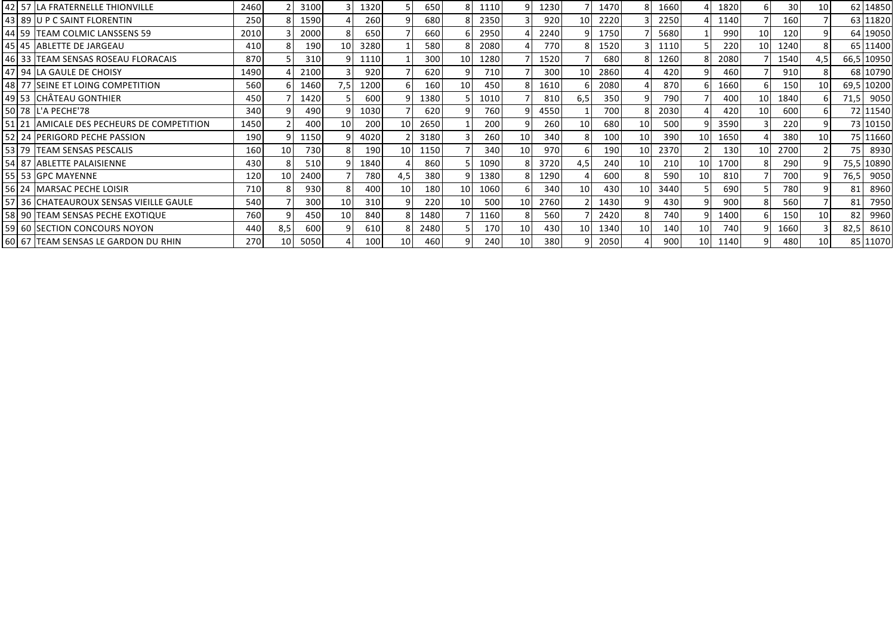| | | | | | | | | | | | | | | | | | | | | | | | | |
|---|---|---|---|---|---|---|---|---|---|---|---|---|---|---|---|---|---|---|---|---|---|---|---|---|
| 42 | 57 | LA FRATERNELLE THIONVILLE | 2460 | 2 | 3100 | 3 | 1320 | 5 | 650 | 8 | 1110 | 9 | 1230 | 7 | 1470 | 8 | 1660 | 4 | 1820 | 6 | 30 | 10 | 62 | 14850 |
| 43 | 89 | U P C SAINT FLORENTIN | 250 | 8 | 1590 | 4 | 260 | 9 | 680 | 8 | 2350 | 3 | 920 | 10 | 2220 | 3 | 2250 | 4 | 1140 | 7 | 160 | 7 | 63 | 11820 |
| 44 | 59 | TEAM COLMIC LANSSENS 59 | 2010 | 3 | 2000 | 8 | 650 | 7 | 660 | 6 | 2950 | 4 | 2240 | 9 | 1750 | 7 | 5680 | 1 | 990 | 10 | 120 | 9 | 64 | 19050 |
| 45 | 45 | ABLETTE DE JARGEAU | 410 | 8 | 190 | 10 | 3280 | 1 | 580 | 8 | 2080 | 4 | 770 | 8 | 1520 | 3 | 1110 | 5 | 220 | 10 | 1240 | 8 | 65 | 11400 |
| 46 | 33 | TEAM SENSAS ROSEAU FLORACAIS | 870 | 5 | 310 | 9 | 1110 | 1 | 300 | 10 | 1280 | 7 | 1520 | 7 | 680 | 8 | 1260 | 8 | 2080 | 7 | 1540 | 4,5 | 66,5 | 10950 |
| 47 | 94 | LA GAULE DE CHOISY | 1490 | 4 | 2100 | 3 | 920 | 7 | 620 | 9 | 710 | 7 | 300 | 10 | 2860 | 4 | 420 | 9 | 460 | 7 | 910 | 8 | 68 | 10790 |
| 48 | 77 | SEINE ET LOING COMPETITION | 560 | 6 | 1460 | 7,5 | 1200 | 6 | 160 | 10 | 450 | 8 | 1610 | 6 | 2080 | 4 | 870 | 6 | 1660 | 6 | 150 | 10 | 69,5 | 10200 |
| 49 | 53 | CHÂTEAU GONTHIER | 450 | 7 | 1420 | 5 | 600 | 9 | 1380 | 5 | 1010 | 7 | 810 | 6,5 | 350 | 9 | 790 | 7 | 400 | 10 | 1840 | 6 | 71,5 | 9050 |
| 50 | 78 | L'A PECHE'78 | 340 | 9 | 490 | 9 | 1030 | 7 | 620 | 9 | 760 | 9 | 4550 | 1 | 700 | 8 | 2030 | 4 | 420 | 10 | 600 | 6 | 72 | 11540 |
| 51 | 21 | AMICALE DES PECHEURS DE COMPETITION | 1450 | 2 | 400 | 10 | 200 | 10 | 2650 | 1 | 200 | 9 | 260 | 10 | 680 | 10 | 500 | 9 | 3590 | 3 | 220 | 9 | 73 | 10150 |
| 52 | 24 | PERIGORD PECHE PASSION | 190 | 9 | 1150 | 9 | 4020 | 2 | 3180 | 3 | 260 | 10 | 340 | 8 | 100 | 10 | 390 | 10 | 1650 | 4 | 380 | 10 | 75 | 11660 |
| 53 | 79 | TEAM SENSAS PESCALIS | 160 | 10 | 730 | 8 | 190 | 10 | 1150 | 7 | 340 | 10 | 970 | 6 | 190 | 10 | 2370 | 2 | 130 | 10 | 2700 | 2 | 75 | 8930 |
| 54 | 87 | ABLETTE PALAISIENNE | 430 | 8 | 510 | 9 | 1840 | 4 | 860 | 5 | 1090 | 8 | 3720 | 4,5 | 240 | 10 | 210 | 10 | 1700 | 8 | 290 | 9 | 75,5 | 10890 |
| 55 | 53 | GPC MAYENNE | 120 | 10 | 2400 | 7 | 780 | 4,5 | 380 | 9 | 1380 | 8 | 1290 | 4 | 600 | 8 | 590 | 10 | 810 | 7 | 700 | 9 | 76,5 | 9050 |
| 56 | 24 | MARSAC PECHE LOISIR | 710 | 8 | 930 | 8 | 400 | 10 | 180 | 10 | 1060 | 6 | 340 | 10 | 430 | 10 | 3440 | 5 | 690 | 5 | 780 | 9 | 81 | 8960 |
| 57 | 36 | CHATEAUROUX SENSAS VIEILLE GAULE | 540 | 7 | 300 | 10 | 310 | 9 | 220 | 10 | 500 | 10 | 2760 | 2 | 1430 | 9 | 430 | 9 | 900 | 8 | 560 | 7 | 81 | 7950 |
| 58 | 90 | TEAM SENSAS PECHE EXOTIQUE | 760 | 9 | 450 | 10 | 840 | 8 | 1480 | 7 | 1160 | 8 | 560 | 7 | 2420 | 8 | 740 | 9 | 1400 | 6 | 150 | 10 | 82 | 9960 |
| 59 | 60 | SECTION CONCOURS NOYON | 440 | 8,5 | 600 | 9 | 610 | 8 | 2480 | 5 | 170 | 10 | 430 | 10 | 1340 | 10 | 140 | 10 | 740 | 9 | 1660 | 3 | 82,5 | 8610 |
| 60 | 67 | TEAM SENSAS LE GARDON DU RHIN | 270 | 10 | 5050 | 4 | 100 | 10 | 460 | 9 | 240 | 10 | 380 | 9 | 2050 | 4 | 900 | 10 | 1140 | 9 | 480 | 10 | 85 | 11070 |